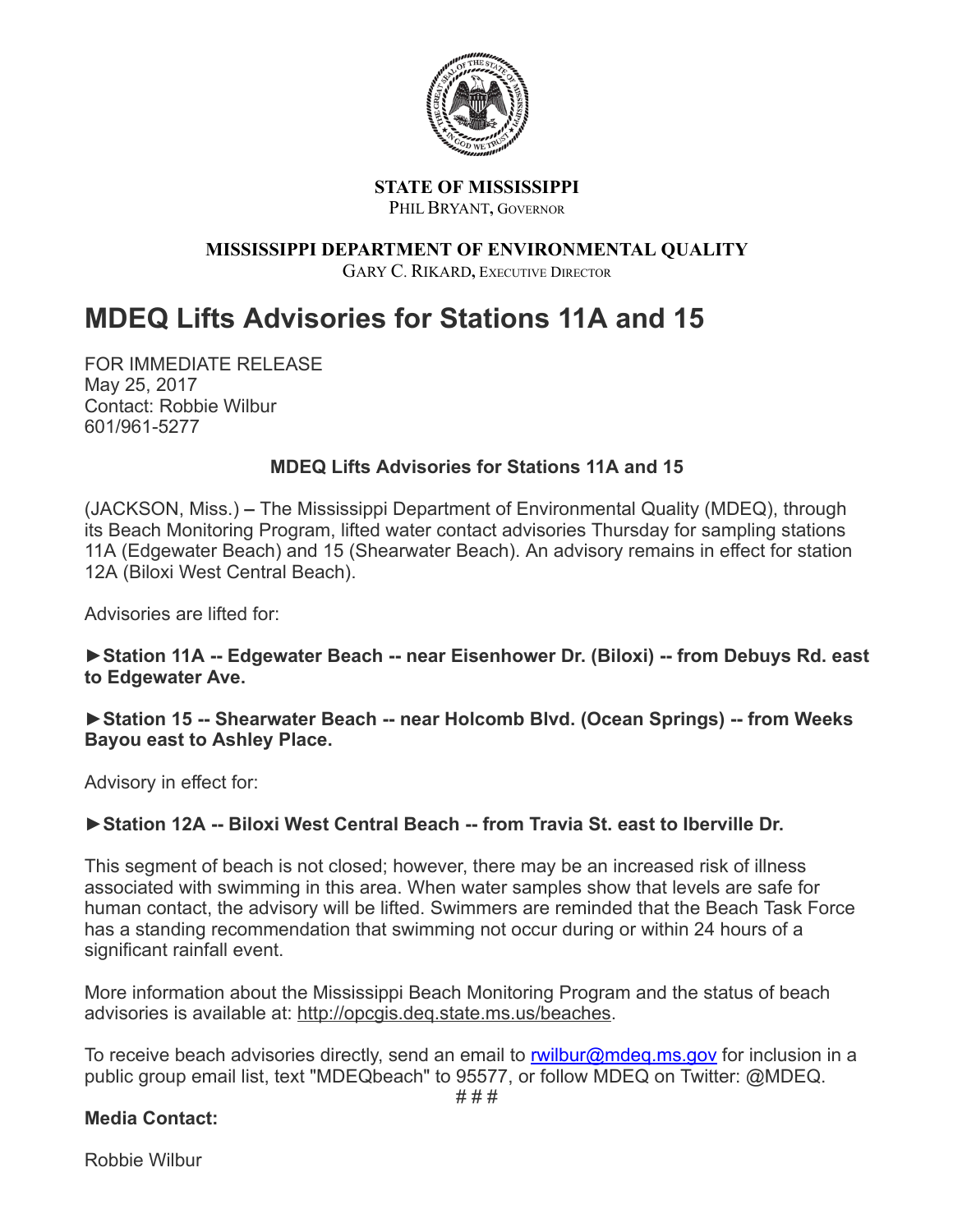**STATE OF MISSISSIPPI**
PHIL BRYANT, GOVERNOR

**MISSISSIPPI DEPARTMENT OF ENVIRONMENTAL QUALITY**
GARY C. RIKARD, EXECUTIVE DIRECTOR

# MDEQ Lifts Advisories for Stations 11A and 15

FOR IMMEDIATE RELEASE
May 25, 2017
Contact: Robbie Wilbur
601/961-5277

**MDEQ Lifts Advisories for Stations 11A and 15**

(JACKSON, Miss.) – The Mississippi Department of Environmental Quality (MDEQ), through its Beach Monitoring Program, lifted water contact advisories Thursday for sampling stations 11A (Edgewater Beach) and 15 (Shearwater Beach). An advisory remains in effect for station 12A (Biloxi West Central Beach).

Advisories are lifted for:

**►Station 11A -- Edgewater Beach -- near Eisenhower Dr. (Biloxi) -- from Debuys Rd. east to Edgewater Ave.**

**►Station 15 -- Shearwater Beach -- near Holcomb Blvd. (Ocean Springs) -- from Weeks Bayou east to Ashley Place.**

Advisory in effect for:

**►Station 12A -- Biloxi West Central Beach -- from Travia St. east to Iberville Dr.**

This segment of beach is not closed; however, there may be an increased risk of illness associated with swimming in this area. When water samples show that levels are safe for human contact, the advisory will be lifted. Swimmers are reminded that the Beach Task Force has a standing recommendation that swimming not occur during or within 24 hours of a significant rainfall event.

More information about the Mississippi Beach Monitoring Program and the status of beach advisories is available at: http://opcgis.deq.state.ms.us/beaches.

To receive beach advisories directly, send an email to rwilbur@mdeq.ms.gov for inclusion in a public group email list, text "MDEQbeach" to 95577, or follow MDEQ on Twitter: @MDEQ.

# # #

**Media Contact:**

Robbie Wilbur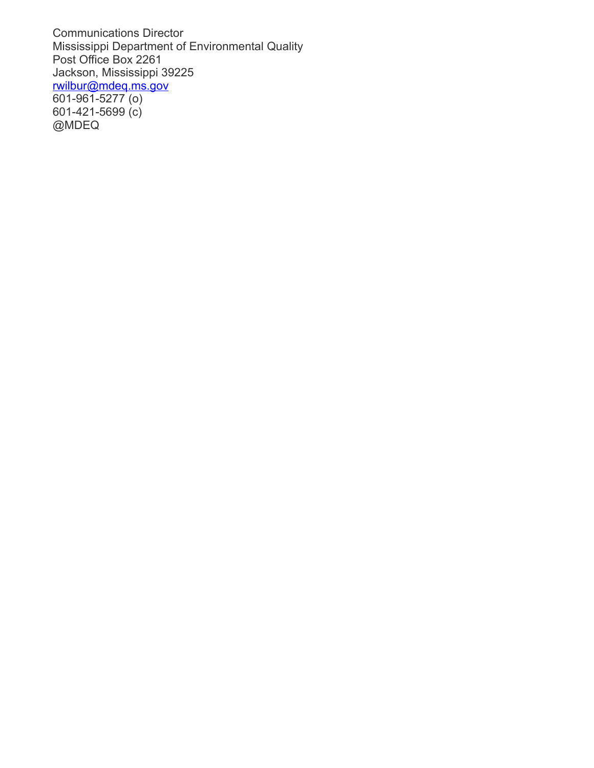Communications Director
Mississippi Department of Environmental Quality
Post Office Box 2261
Jackson, Mississippi 39225
rwilbur@mdeq.ms.gov
601-961-5277 (o)
601-421-5699 (c)
@MDEQ